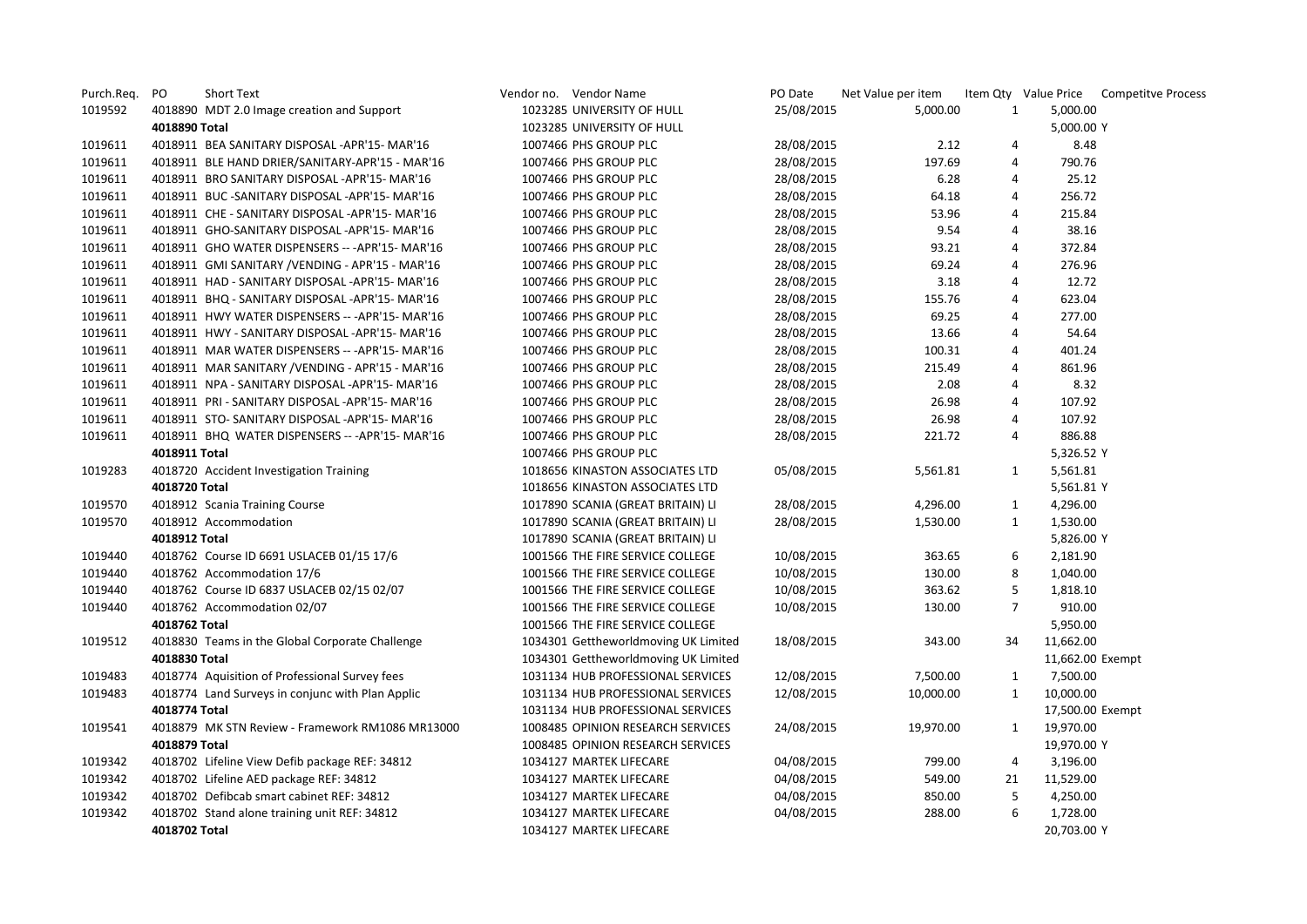| Purch.Req. | PO | Short Text | Vendor no. | Vendor Name | PO Date | Net Value per item | Item Qty | Value Price | Competitve Process |
|---|---|---|---|---|---|---|---|---|---|
| 1019592 | 4018890 | MDT 2.0 Image creation and Support | 1023285 | UNIVERSITY OF HULL | 25/08/2015 | 5,000.00 | 1 | 5,000.00 | |
| | **4018890 Total** | | 1023285 | UNIVERSITY OF HULL | | | | 5,000.00 | Y |
| 1019611 | 4018911 | BEA SANITARY DISPOSAL -APR'15- MAR'16 | 1007466 | PHS GROUP PLC | 28/08/2015 | 2.12 | 4 | 8.48 | |
| 1019611 | 4018911 | BLE HAND DRIER/SANITARY-APR'15 - MAR'16 | 1007466 | PHS GROUP PLC | 28/08/2015 | 197.69 | 4 | 790.76 | |
| 1019611 | 4018911 | BRO SANITARY DISPOSAL -APR'15- MAR'16 | 1007466 | PHS GROUP PLC | 28/08/2015 | 6.28 | 4 | 25.12 | |
| 1019611 | 4018911 | BUC -SANITARY DISPOSAL -APR'15- MAR'16 | 1007466 | PHS GROUP PLC | 28/08/2015 | 64.18 | 4 | 256.72 | |
| 1019611 | 4018911 | CHE - SANITARY DISPOSAL -APR'15- MAR'16 | 1007466 | PHS GROUP PLC | 28/08/2015 | 53.96 | 4 | 215.84 | |
| 1019611 | 4018911 | GHO-SANITARY DISPOSAL -APR'15- MAR'16 | 1007466 | PHS GROUP PLC | 28/08/2015 | 9.54 | 4 | 38.16 | |
| 1019611 | 4018911 | GHO WATER DISPENSERS -- -APR'15- MAR'16 | 1007466 | PHS GROUP PLC | 28/08/2015 | 93.21 | 4 | 372.84 | |
| 1019611 | 4018911 | GMI SANITARY /VENDING - APR'15 - MAR'16 | 1007466 | PHS GROUP PLC | 28/08/2015 | 69.24 | 4 | 276.96 | |
| 1019611 | 4018911 | HAD - SANITARY DISPOSAL -APR'15- MAR'16 | 1007466 | PHS GROUP PLC | 28/08/2015 | 3.18 | 4 | 12.72 | |
| 1019611 | 4018911 | BHQ - SANITARY DISPOSAL -APR'15- MAR'16 | 1007466 | PHS GROUP PLC | 28/08/2015 | 155.76 | 4 | 623.04 | |
| 1019611 | 4018911 | HWY WATER DISPENSERS -- -APR'15- MAR'16 | 1007466 | PHS GROUP PLC | 28/08/2015 | 69.25 | 4 | 277.00 | |
| 1019611 | 4018911 | HWY - SANITARY DISPOSAL -APR'15- MAR'16 | 1007466 | PHS GROUP PLC | 28/08/2015 | 13.66 | 4 | 54.64 | |
| 1019611 | 4018911 | MAR WATER DISPENSERS -- -APR'15- MAR'16 | 1007466 | PHS GROUP PLC | 28/08/2015 | 100.31 | 4 | 401.24 | |
| 1019611 | 4018911 | MAR SANITARY /VENDING - APR'15 - MAR'16 | 1007466 | PHS GROUP PLC | 28/08/2015 | 215.49 | 4 | 861.96 | |
| 1019611 | 4018911 | NPA - SANITARY DISPOSAL -APR'15- MAR'16 | 1007466 | PHS GROUP PLC | 28/08/2015 | 2.08 | 4 | 8.32 | |
| 1019611 | 4018911 | PRI - SANITARY DISPOSAL -APR'15- MAR'16 | 1007466 | PHS GROUP PLC | 28/08/2015 | 26.98 | 4 | 107.92 | |
| 1019611 | 4018911 | STO- SANITARY DISPOSAL -APR'15- MAR'16 | 1007466 | PHS GROUP PLC | 28/08/2015 | 26.98 | 4 | 107.92 | |
| 1019611 | 4018911 | BHQ WATER DISPENSERS -- -APR'15- MAR'16 | 1007466 | PHS GROUP PLC | 28/08/2015 | 221.72 | 4 | 886.88 | |
| | **4018911 Total** | | 1007466 | PHS GROUP PLC | | | | 5,326.52 | Y |
| 1019283 | 4018720 | Accident Investigation Training | 1018656 | KINASTON ASSOCIATES LTD | 05/08/2015 | 5,561.81 | 1 | 5,561.81 | |
| | **4018720 Total** | | 1018656 | KINASTON ASSOCIATES LTD | | | | 5,561.81 | Y |
| 1019570 | 4018912 | Scania Training Course | 1017890 | SCANIA (GREAT BRITAIN) LI | 28/08/2015 | 4,296.00 | 1 | 4,296.00 | |
| 1019570 | 4018912 | Accommodation | 1017890 | SCANIA (GREAT BRITAIN) LI | 28/08/2015 | 1,530.00 | 1 | 1,530.00 | |
| | **4018912 Total** | | 1017890 | SCANIA (GREAT BRITAIN) LI | | | | 5,826.00 | Y |
| 1019440 | 4018762 | Course ID 6691 USLACEB 01/15 17/6 | 1001566 | THE FIRE SERVICE COLLEGE | 10/08/2015 | 363.65 | 6 | 2,181.90 | |
| 1019440 | 4018762 | Accommodation 17/6 | 1001566 | THE FIRE SERVICE COLLEGE | 10/08/2015 | 130.00 | 8 | 1,040.00 | |
| 1019440 | 4018762 | Course ID 6837 USLACEB 02/15 02/07 | 1001566 | THE FIRE SERVICE COLLEGE | 10/08/2015 | 363.62 | 5 | 1,818.10 | |
| 1019440 | 4018762 | Accommodation 02/07 | 1001566 | THE FIRE SERVICE COLLEGE | 10/08/2015 | 130.00 | 7 | 910.00 | |
| | **4018762 Total** | | 1001566 | THE FIRE SERVICE COLLEGE | | | | 5,950.00 | |
| 1019512 | 4018830 | Teams in the Global Corporate Challenge | 1034301 | Gettheworldmoving UK Limited | 18/08/2015 | 343.00 | 34 | 11,662.00 | |
| | **4018830 Total** | | 1034301 | Gettheworldmoving UK Limited | | | | 11,662.00 | Exempt |
| 1019483 | 4018774 | Aquisition of Professional Survey fees | 1031134 | HUB PROFESSIONAL SERVICES | 12/08/2015 | 7,500.00 | 1 | 7,500.00 | |
| 1019483 | 4018774 | Land Surveys in conjunc with Plan Applic | 1031134 | HUB PROFESSIONAL SERVICES | 12/08/2015 | 10,000.00 | 1 | 10,000.00 | |
| | **4018774 Total** | | 1031134 | HUB PROFESSIONAL SERVICES | | | | 17,500.00 | Exempt |
| 1019541 | 4018879 | MK STN Review - Framework RM1086 MR13000 | 1008485 | OPINION RESEARCH SERVICES | 24/08/2015 | 19,970.00 | 1 | 19,970.00 | |
| | **4018879 Total** | | 1008485 | OPINION RESEARCH SERVICES | | | | 19,970.00 | Y |
| 1019342 | 4018702 | Lifeline View Defib package REF: 34812 | 1034127 | MARTEK LIFECARE | 04/08/2015 | 799.00 | 4 | 3,196.00 | |
| 1019342 | 4018702 | Lifeline AED package REF: 34812 | 1034127 | MARTEK LIFECARE | 04/08/2015 | 549.00 | 21 | 11,529.00 | |
| 1019342 | 4018702 | Defibcab smart cabinet REF: 34812 | 1034127 | MARTEK LIFECARE | 04/08/2015 | 850.00 | 5 | 4,250.00 | |
| 1019342 | 4018702 | Stand alone training unit REF: 34812 | 1034127 | MARTEK LIFECARE | 04/08/2015 | 288.00 | 6 | 1,728.00 | |
| | **4018702 Total** | | 1034127 | MARTEK LIFECARE | | | | 20,703.00 | Y |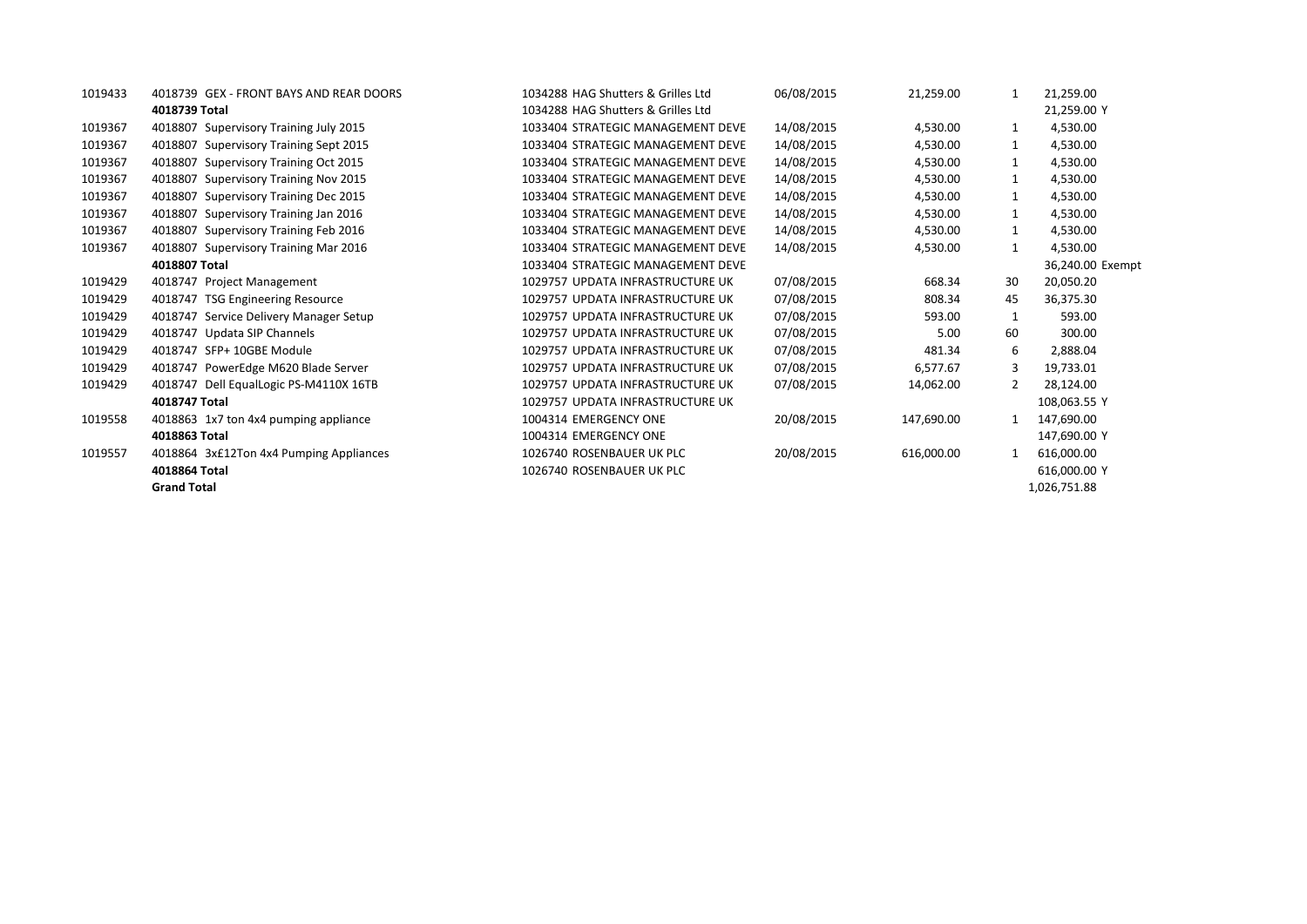| | | | | | | | |
|---|---|---|---|---|---|---|---|
| 1019433 | 4018739 GEX - FRONT BAYS AND REAR DOORS | 1034288 HAG Shutters & Grilles Ltd | 06/08/2015 | 21,259.00 | 1 | 21,259.00 | |
| | **4018739 Total** | 1034288 HAG Shutters & Grilles Ltd | | | | 21,259.00 | Y |
| 1019367 | 4018807 Supervisory Training July 2015 | 1033404 STRATEGIC MANAGEMENT DEVE | 14/08/2015 | 4,530.00 | 1 | 4,530.00 | |
| 1019367 | 4018807 Supervisory Training Sept 2015 | 1033404 STRATEGIC MANAGEMENT DEVE | 14/08/2015 | 4,530.00 | 1 | 4,530.00 | |
| 1019367 | 4018807 Supervisory Training Oct 2015 | 1033404 STRATEGIC MANAGEMENT DEVE | 14/08/2015 | 4,530.00 | 1 | 4,530.00 | |
| 1019367 | 4018807 Supervisory Training Nov 2015 | 1033404 STRATEGIC MANAGEMENT DEVE | 14/08/2015 | 4,530.00 | 1 | 4,530.00 | |
| 1019367 | 4018807 Supervisory Training Dec 2015 | 1033404 STRATEGIC MANAGEMENT DEVE | 14/08/2015 | 4,530.00 | 1 | 4,530.00 | |
| 1019367 | 4018807 Supervisory Training Jan 2016 | 1033404 STRATEGIC MANAGEMENT DEVE | 14/08/2015 | 4,530.00 | 1 | 4,530.00 | |
| 1019367 | 4018807 Supervisory Training Feb 2016 | 1033404 STRATEGIC MANAGEMENT DEVE | 14/08/2015 | 4,530.00 | 1 | 4,530.00 | |
| 1019367 | 4018807 Supervisory Training Mar 2016 | 1033404 STRATEGIC MANAGEMENT DEVE | 14/08/2015 | 4,530.00 | 1 | 4,530.00 | |
| | **4018807 Total** | 1033404 STRATEGIC MANAGEMENT DEVE | | | | 36,240.00 | Exempt |
| 1019429 | 4018747 Project Management | 1029757 UPDATA INFRASTRUCTURE UK | 07/08/2015 | 668.34 | 30 | 20,050.20 | |
| 1019429 | 4018747 TSG Engineering Resource | 1029757 UPDATA INFRASTRUCTURE UK | 07/08/2015 | 808.34 | 45 | 36,375.30 | |
| 1019429 | 4018747 Service Delivery Manager Setup | 1029757 UPDATA INFRASTRUCTURE UK | 07/08/2015 | 593.00 | 1 | 593.00 | |
| 1019429 | 4018747 Updata SIP Channels | 1029757 UPDATA INFRASTRUCTURE UK | 07/08/2015 | 5.00 | 60 | 300.00 | |
| 1019429 | 4018747 SFP+ 10GBE Module | 1029757 UPDATA INFRASTRUCTURE UK | 07/08/2015 | 481.34 | 6 | 2,888.04 | |
| 1019429 | 4018747 PowerEdge M620 Blade Server | 1029757 UPDATA INFRASTRUCTURE UK | 07/08/2015 | 6,577.67 | 3 | 19,733.01 | |
| 1019429 | 4018747 Dell EqualLogic PS-M4110X 16TB | 1029757 UPDATA INFRASTRUCTURE UK | 07/08/2015 | 14,062.00 | 2 | 28,124.00 | |
| | **4018747 Total** | 1029757 UPDATA INFRASTRUCTURE UK | | | | 108,063.55 | Y |
| 1019558 | 4018863 1x7 ton 4x4 pumping appliance | 1004314 EMERGENCY ONE | 20/08/2015 | 147,690.00 | 1 | 147,690.00 | |
| | **4018863 Total** | 1004314 EMERGENCY ONE | | | | 147,690.00 | Y |
| 1019557 | 4018864 3x£12Ton 4x4 Pumping Appliances | 1026740 ROSENBAUER UK PLC | 20/08/2015 | 616,000.00 | 1 | 616,000.00 | |
| | **4018864 Total** | 1026740 ROSENBAUER UK PLC | | | | 616,000.00 | Y |
| | **Grand Total** | | | | | 1,026,751.88 | |